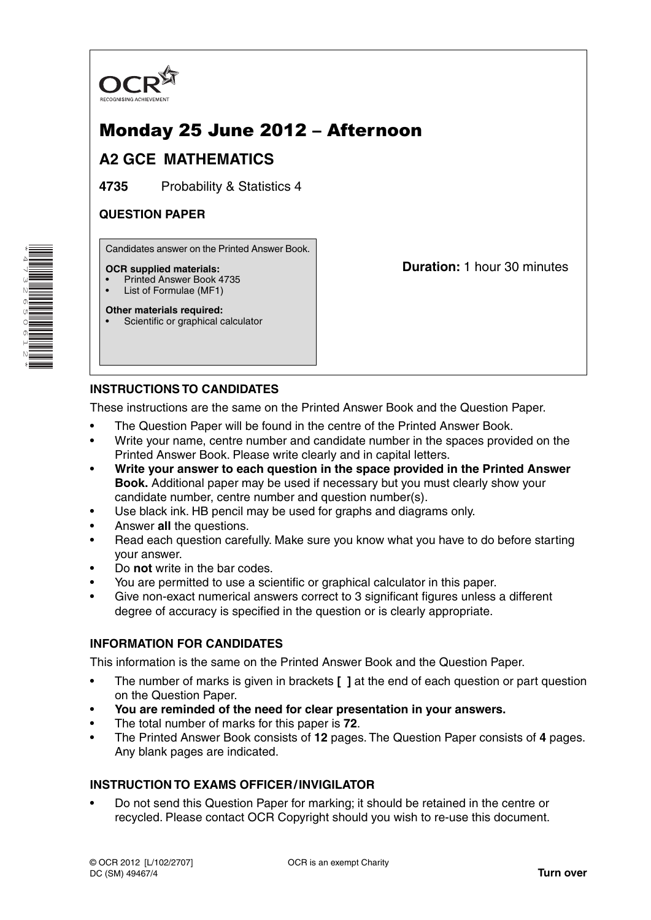OCR
RECOGNISING ACHIEVEMENT

# Monday 25 June 2012 – Afternoon

## A2 GCE MATHEMATICS

**4735** Probability & Statistics 4

**QUESTION PAPER**

Candidates answer on the Printed Answer Book.

**OCR supplied materials:**
- Printed Answer Book 4735
- List of Formulae (MF1)

**Other materials required:**
- Scientific or graphical calculator

**Duration:** 1 hour 30 minutes

### INSTRUCTIONS TO CANDIDATES

These instructions are the same on the Printed Answer Book and the Question Paper.

- The Question Paper will be found in the centre of the Printed Answer Book.
- Write your name, centre number and candidate number in the spaces provided on the Printed Answer Book. Please write clearly and in capital letters.
- **Write your answer to each question in the space provided in the Printed Answer Book.** Additional paper may be used if necessary but you must clearly show your candidate number, centre number and question number(s).
- Use black ink. HB pencil may be used for graphs and diagrams only.
- Answer **all** the questions.
- Read each question carefully. Make sure you know what you have to do before starting your answer.
- Do **not** write in the bar codes.
- You are permitted to use a scientific or graphical calculator in this paper.
- Give non-exact numerical answers correct to 3 significant figures unless a different degree of accuracy is specified in the question or is clearly appropriate.

### INFORMATION FOR CANDIDATES

This information is the same on the Printed Answer Book and the Question Paper.

- The number of marks is given in brackets **[ ]** at the end of each question or part question on the Question Paper.
- **You are reminded of the need for clear presentation in your answers.**
- The total number of marks for this paper is **72**.
- The Printed Answer Book consists of **12** pages. The Question Paper consists of **4** pages. Any blank pages are indicated.

### INSTRUCTION TO EXAMS OFFICER / INVIGILATOR

- Do not send this Question Paper for marking; it should be retained in the centre or recycled. Please contact OCR Copyright should you wish to re-use this document.

© OCR 2012 [L/102/2707]
DC (SM) 49467/4

OCR is an exempt Charity

**Turn over**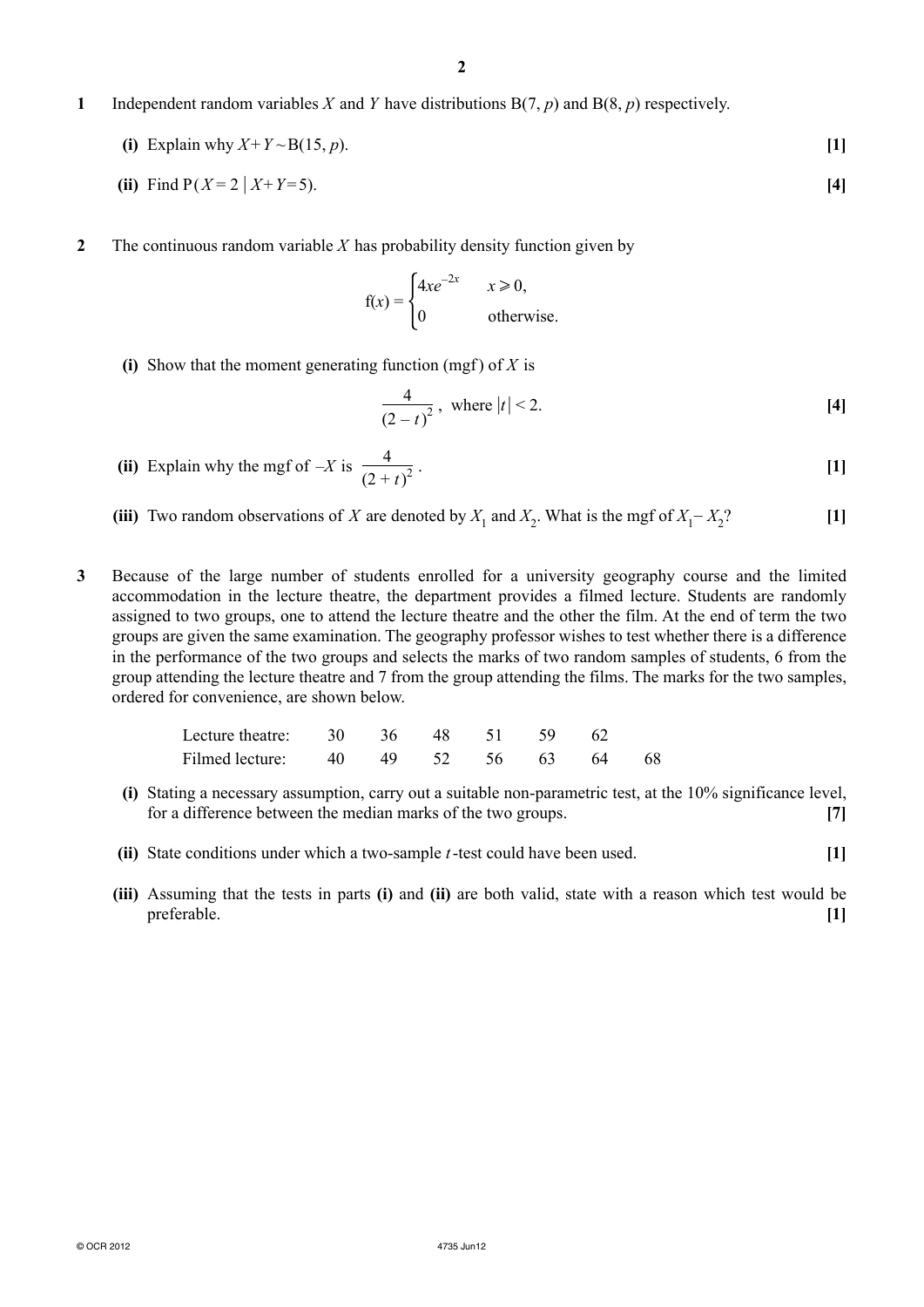**1** Independent random variables $X$ and $Y$ have distributions $B(7, p)$ and $B(8, p)$ respectively.

**(i)** Explain why $X + Y \sim B(15, p)$. **[1]**

**(ii)** Find $P(X = 2 \mid X + Y = 5)$. **[4]**

**2** The continuous random variable $X$ has probability density function given by

$$f(x) = \begin{cases} 4xe^{-2x} & x \geqslant 0, \\ 0 & \text{otherwise.} \end{cases}$$

**(i)** Show that the moment generating function (mgf) of $X$ is

$$\frac{4}{(2-t)^2}, \text{ where } |t| < 2.$$ **[4]**

**(ii)** Explain why the mgf of $-X$ is $\dfrac{4}{(2+t)^2}$. **[1]**

**(iii)** Two random observations of $X$ are denoted by $X_1$ and $X_2$. What is the mgf of $X_1 - X_2$? **[1]**

**3** Because of the large number of students enrolled for a university geography course and the limited accommodation in the lecture theatre, the department provides a filmed lecture. Students are randomly assigned to two groups, one to attend the lecture theatre and the other the film. At the end of term the two groups are given the same examination. The geography professor wishes to test whether there is a difference in the performance of the two groups and selects the marks of two random samples of students, 6 from the group attending the lecture theatre and 7 from the group attending the films. The marks for the two samples, ordered for convenience, are shown below.

| | | | | | | | |
|---|---|---|---|---|---|---|---|
| Lecture theatre: | 30 | 36 | 48 | 51 | 59 | 62 | |
| Filmed lecture: | 40 | 49 | 52 | 56 | 63 | 64 | 68 |

**(i)** Stating a necessary assumption, carry out a suitable non-parametric test, at the 10% significance level, for a difference between the median marks of the two groups. **[7]**

**(ii)** State conditions under which a two-sample $t$-test could have been used. **[1]**

**(iii)** Assuming that the tests in parts **(i)** and **(ii)** are both valid, state with a reason which test would be preferable. **[1]**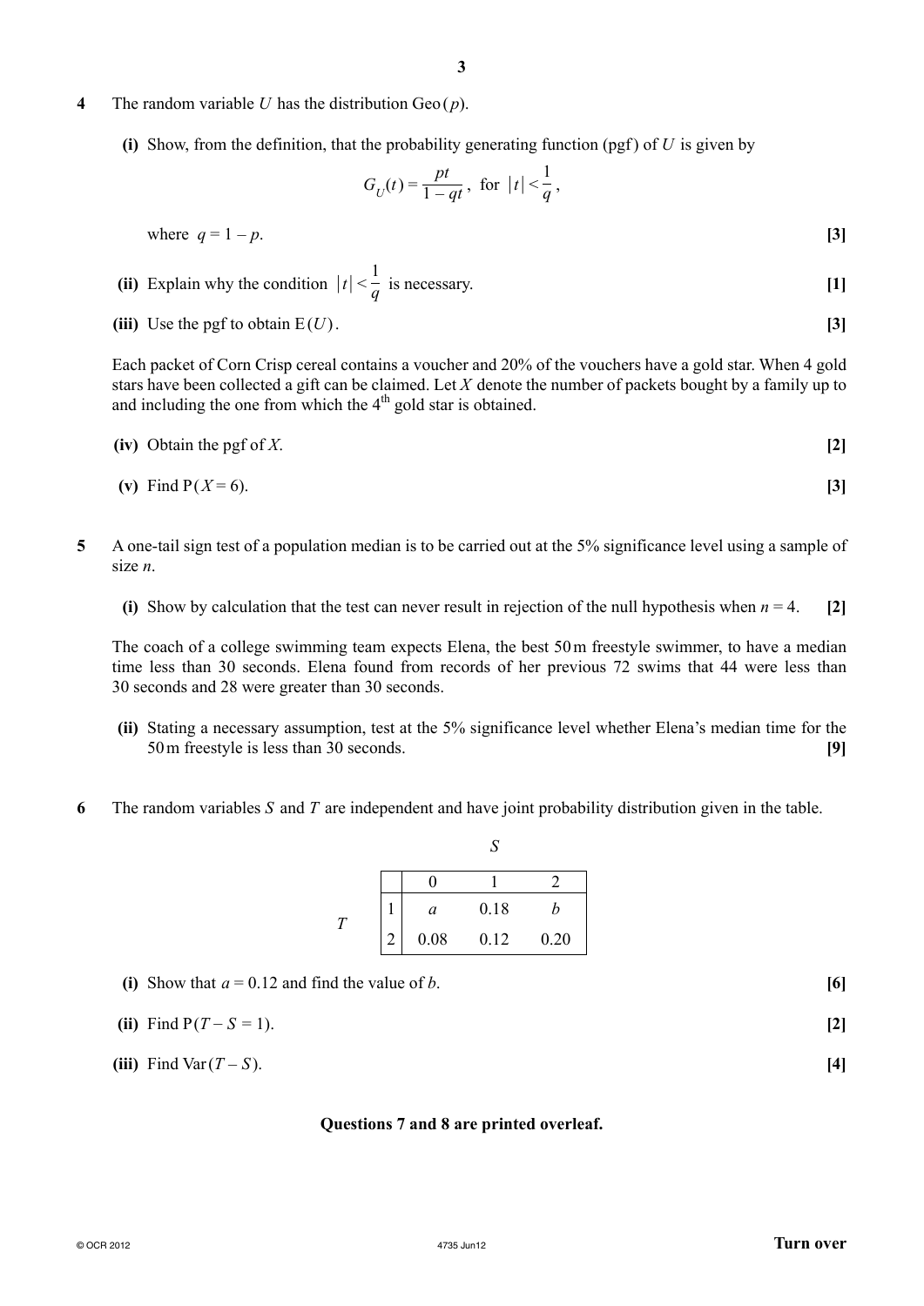**4** The random variable $U$ has the distribution $\text{Geo}(p)$.

**(i)** Show, from the definition, that the probability generating function (pgf) of $U$ is given by

$$G_U(t) = \frac{pt}{1 - qt}, \text{ for } |t| < \frac{1}{q},$$

where $q = 1 - p$. **[3]**

**(ii)** Explain why the condition $|t| < \frac{1}{q}$ is necessary. **[1]**

**(iii)** Use the pgf to obtain $\text{E}(U)$. **[3]**

Each packet of Corn Crisp cereal contains a voucher and 20% of the vouchers have a gold star. When 4 gold stars have been collected a gift can be claimed. Let $X$ denote the number of packets bought by a family up to and including the one from which the 4th gold star is obtained.

**(iv)** Obtain the pgf of $X$. **[2]**

**(v)** Find $\text{P}(X = 6)$. **[3]**

**5** A one-tail sign test of a population median is to be carried out at the 5% significance level using a sample of size $n$.

**(i)** Show by calculation that the test can never result in rejection of the null hypothesis when $n = 4$. **[2]**

The coach of a college swimming team expects Elena, the best 50 m freestyle swimmer, to have a median time less than 30 seconds. Elena found from records of her previous 72 swims that 44 were less than 30 seconds and 28 were greater than 30 seconds.

**(ii)** Stating a necessary assumption, test at the 5% significance level whether Elena's median time for the 50 m freestyle is less than 30 seconds. **[9]**

**6** The random variables $S$ and $T$ are independent and have joint probability distribution given in the table.

| | | $S$ | | |
|---|---|---|---|---|
| | | 0 | 1 | 2 |
| $T$ | 1 | $a$ | 0.18 | $b$ |
| | 2 | 0.08 | 0.12 | 0.20 |

**(i)** Show that $a = 0.12$ and find the value of $b$. **[6]**

**(ii)** Find $\text{P}(T - S = 1)$. **[2]**

**(iii)** Find $\text{Var}(T - S)$. **[4]**

**Questions 7 and 8 are printed overleaf.**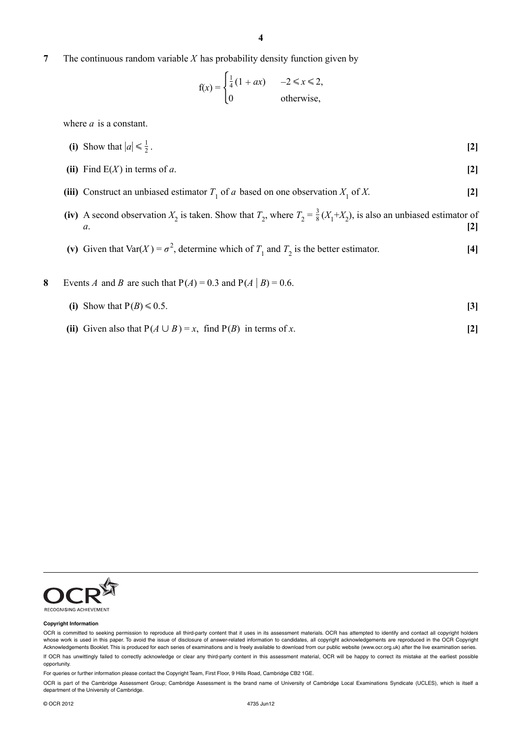**7** The continuous random variable $X$ has probability density function given by

$$f(x) = \begin{cases} \frac{1}{4}(1 + ax) & -2 \leqslant x \leqslant 2, \\ 0 & \text{otherwise,} \end{cases}$$

where $a$ is a constant.

**(i)** Show that $|a| \leqslant \frac{1}{2}$. **[2]**

**(ii)** Find $E(X)$ in terms of $a$. **[2]**

**(iii)** Construct an unbiased estimator $T_1$ of $a$ based on one observation $X_1$ of $X$. **[2]**

**(iv)** A second observation $X_2$ is taken. Show that $T_2$, where $T_2 = \frac{3}{8}(X_1+X_2)$, is also an unbiased estimator of $a$. **[2]**

**(v)** Given that $\text{Var}(X) = \sigma^2$, determine which of $T_1$ and $T_2$ is the better estimator. **[4]**

**8** Events $A$ and $B$ are such that $P(A) = 0.3$ and $P(A \mid B) = 0.6$.

**(i)** Show that $P(B) \leqslant 0.5$. **[3]**

**(ii)** Given also that $P(A \cup B) = x$, find $P(B)$ in terms of $x$. **[2]**

**Copyright Information**

OCR is committed to seeking permission to reproduce all third-party content that it uses in its assessment materials. OCR has attempted to identify and contact all copyright holders whose work is used in this paper. To avoid the issue of disclosure of answer-related information to candidates, all copyright acknowledgements are reproduced in the OCR Copyright Acknowledgements Booklet. This is produced for each series of examinations and is freely available to download from our public website (www.ocr.org.uk) after the live examination series.

If OCR has unwittingly failed to correctly acknowledge or clear any third-party content in this assessment material, OCR will be happy to correct its mistake at the earliest possible opportunity.

For queries or further information please contact the Copyright Team, First Floor, 9 Hills Road, Cambridge CB2 1GE.

OCR is part of the Cambridge Assessment Group; Cambridge Assessment is the brand name of University of Cambridge Local Examinations Syndicate (UCLES), which is itself a department of the University of Cambridge.